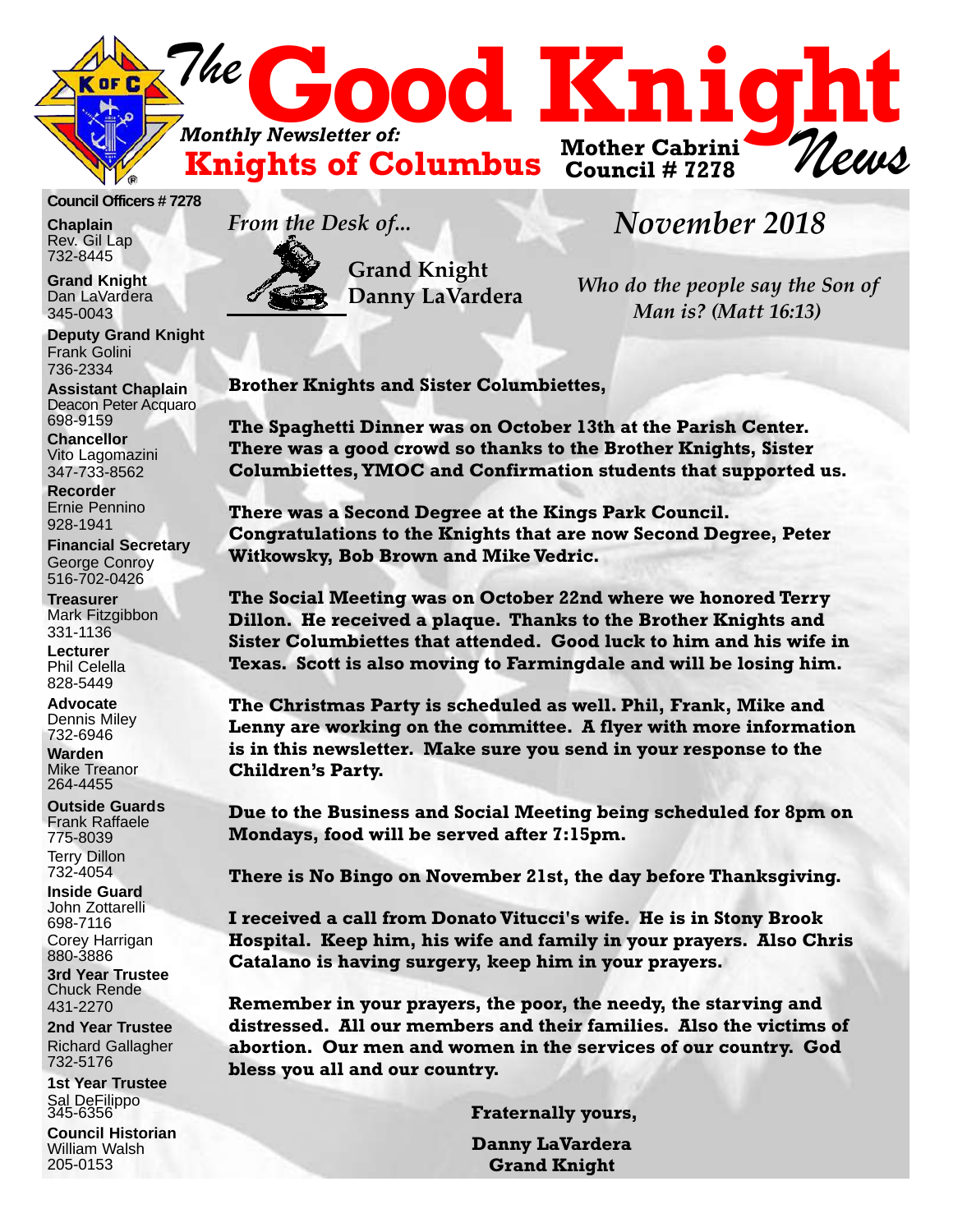# The Good Knight News

*Monthly Newsletter of:*

**Knights of Columbus**

**Mother Cabrini Council # 7278**

## Council Officers # 7278

**Chaplain**
Rev. Gil Lap
732-8445

**Grand Knight**
Dan LaVardera
345-0043

**Deputy Grand Knight**
Frank Golini
736-2334

**Assistant Chaplain**
Deacon Peter Acquaro
698-9159

**Chancellor**
Vito Lagomazini
347-733-8562

**Recorder**
Ernie Pennino
928-1941

**Financial Secretary**
George Conroy
516-702-0426

**Treasurer**
Mark Fitzgibbon
331-1136

**Lecturer**
Phil Celella
828-5449

**Advocate**
Dennis Miley
732-6946

**Warden**
Mike Treanor
264-4455

**Outside Guards**
Frank Raffaele
775-8039
Terry Dillon
732-4054

**Inside Guard**
John Zottarelli
698-7116
Corey Harrigan
880-3886

**3rd Year Trustee**
Chuck Rende
431-2270

**2nd Year Trustee**
Richard Gallagher
732-5176

**1st Year Trustee**
Sal DeFilippo
345-6356

**Council Historian**
William Walsh
205-0153

*From the Desk of...*

**Grand Knight**
**Danny LaVardera**

## *November 2018*

*Who do the people say the Son of Man is? (Matt 16:13)*

**Brother Knights and Sister Columbiettes,**

**The Spaghetti Dinner was on October 13th at the Parish Center. There was a good crowd so thanks to the Brother Knights, Sister Columbiettes, YMOC and Confirmation students that supported us.**

**There was a Second Degree at the Kings Park Council. Congratulations to the Knights that are now Second Degree, Peter Witkowsky, Bob Brown and Mike Vedric.**

**The Social Meeting was on October 22nd where we honored Terry Dillon. He received a plaque. Thanks to the Brother Knights and Sister Columbiettes that attended. Good luck to him and his wife in Texas. Scott is also moving to Farmingdale and will be losing him.**

**The Christmas Party is scheduled as well. Phil, Frank, Mike and Lenny are working on the committee. A flyer with more information is in this newsletter. Make sure you send in your response to the Children's Party.**

**Due to the Business and Social Meeting being scheduled for 8pm on Mondays, food will be served after 7:15pm.**

**There is No Bingo on November 21st, the day before Thanksgiving.**

**I received a call from Donato Vitucci's wife. He is in Stony Brook Hospital. Keep him, his wife and family in your prayers. Also Chris Catalano is having surgery, keep him in your prayers.**

**Remember in your prayers, the poor, the needy, the starving and distressed. All our members and their families. Also the victims of abortion. Our men and women in the services of our country. God bless you all and our country.**

**Fraternally yours,**

**Danny LaVardera**
**Grand Knight**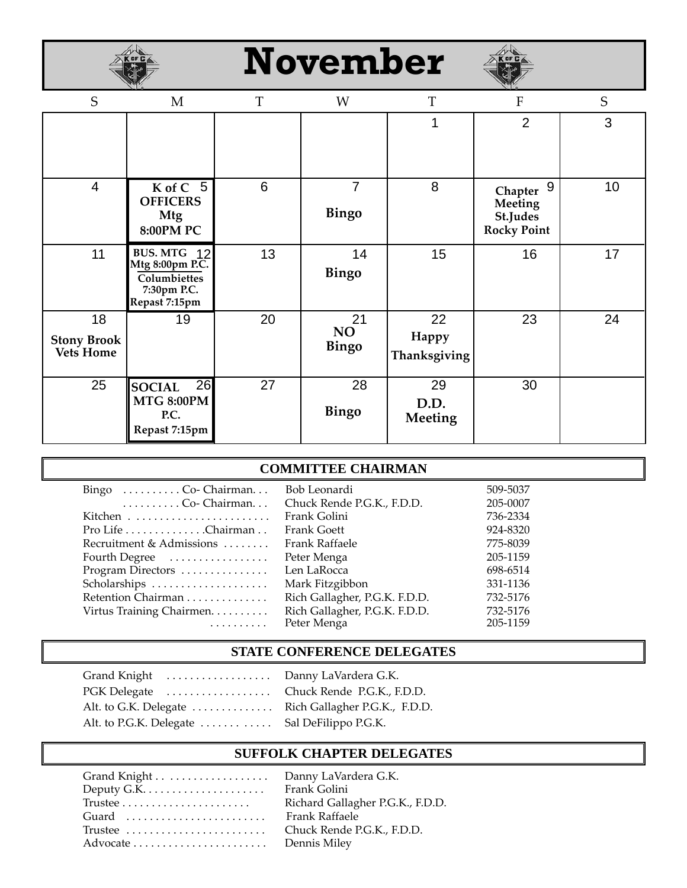# November

| S | M | T | W | T | F | S |
|---|---|---|---|---|---|---|
| | | | | 1 | 2 | 3 |
| 4 | 5 **K of C OFFICERS Mtg 8:00PM PC** | 6 | 7 **Bingo** | 8 | 9 **Chapter Meeting St.Judes Rocky Point** | 10 |
| 11 | 12 **BUS. MTG Mtg 8:00pm P.C. Columbiettes 7:30pm P.C. Repast 7:15pm** | 13 | 14 **Bingo** | 15 | 16 | 17 |
| 18 **Stony Brook Vets Home** | 19 | 20 | 21 **NO Bingo** | 22 **Happy Thanksgiving** | 23 | 24 |
| 25 | 26 **SOCIAL MTG 8:00PM P.C. Repast 7:15pm** | 27 | 28 **Bingo** | 29 **D.D. Meeting** | 30 | |

## COMMITTEE CHAIRMAN

| | | |
|---|---|---|
| Bingo .......... Co- Chairman. . . | Bob Leonardi | 509-5037 |
| .......... Co- Chairman. . . | Chuck Rende P.G.K., F.D.D. | 205-0007 |
| Kitchen ....................... | Frank Golini | 736-2334 |
| Pro Life ..............Chairman . . | Frank Goett | 924-8320 |
| Recruitment & Admissions ........ | Frank Raffaele | 775-8039 |
| Fourth Degree ................. | Peter Menga | 205-1159 |
| Program Directors ............... | Len LaRocca | 698-6514 |
| Scholarships .................... | Mark Fitzgibbon | 331-1136 |
| Retention Chairman .............. | Rich Gallagher, P.G.K. F.D.D. | 732-5176 |
| Virtus Training Chairmen. ......... | Rich Gallagher, P.G.K. F.D.D. | 732-5176 |
| .......... | Peter Menga | 205-1159 |

## STATE CONFERENCE DELEGATES

| | |
|---|---|
| Grand Knight .................. | Danny LaVardera G.K. |
| PGK Delegate .................. | Chuck Rende P.G.K., F.D.D. |
| Alt. to G.K. Delegate .............. | Rich Gallagher P.G.K., F.D.D. |
| Alt. to P.G.K. Delegate ........... | Sal DeFilippo P.G.K. |

## SUFFOLK CHAPTER DELEGATES

| | |
|---|---|
| Grand Knight . . .................. | Danny LaVardera G.K. |
| Deputy G.K. .................... | Frank Golini |
| Trustee ...................... | Richard Gallagher P.G.K., F.D.D. |
| Guard ........................ | Frank Raffaele |
| Trustee ........................ | Chuck Rende P.G.K., F.D.D. |
| Advocate ....................... | Dennis Miley |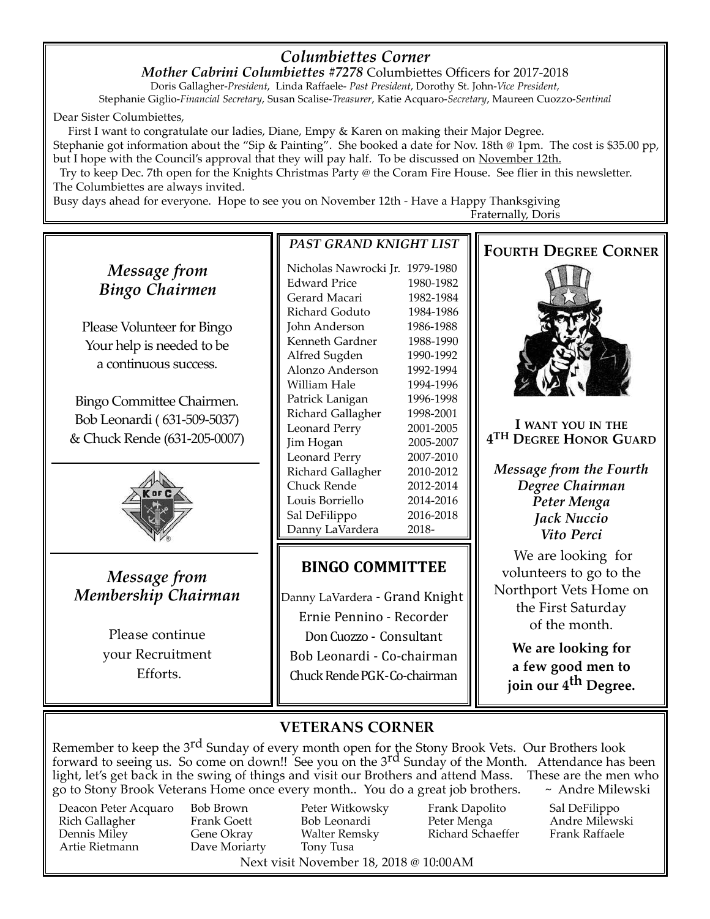## Columbiettes Corner

***Mother Cabrini Columbiettes #7278*** Columbiettes Officers for 2017-2018

Doris Gallagher-*President*, Linda Raffaele- *Past President*, Dorothy St. John-*Vice President*, Stephanie Giglio-*Financial Secretary*, Susan Scalise-*Treasurer*, Katie Acquaro-*Secretary*, Maureen Cuozzo-*Sentinal*

Dear Sister Columbiettes,

First I want to congratulate our ladies, Diane, Empy & Karen on making their Major Degree. Stephanie got information about the "Sip & Painting". She booked a date for Nov. 18th @ 1pm. The cost is $35.00 pp, but I hope with the Council's approval that they will pay half. To be discussed on November 12th.

Try to keep Dec. 7th open for the Knights Christmas Party @ the Coram Fire House. See flier in this newsletter. The Columbiettes are always invited.

Busy days ahead for everyone. Hope to see you on November 12th - Have a Happy Thanksgiving

Fraternally, Doris

### *Message from Bingo Chairmen*

Please Volunteer for Bingo
Your help is needed to be
a continuous success.

Bingo Committee Chairmen.
Bob Leonardi ( 631-509-5037)
& Chuck Rende (631-205-0007)

### *Message from Membership Chairman*

Please continue
your Recruitment
Efforts.

### *PAST GRAND KNIGHT LIST*

| | |
|---|---|
| Nicholas Nawrocki Jr. | 1979-1980 |
| Edward Price | 1980-1982 |
| Gerard Macari | 1982-1984 |
| Richard Goduto | 1984-1986 |
| John Anderson | 1986-1988 |
| Kenneth Gardner | 1988-1990 |
| Alfred Sugden | 1990-1992 |
| Alonzo Anderson | 1992-1994 |
| William Hale | 1994-1996 |
| Patrick Lanigan | 1996-1998 |
| Richard Gallagher | 1998-2001 |
| Leonard Perry | 2001-2005 |
| Jim Hogan | 2005-2007 |
| Leonard Perry | 2007-2010 |
| Richard Gallagher | 2010-2012 |
| Chuck Rende | 2012-2014 |
| Louis Borriello | 2014-2016 |
| Sal DeFilippo | 2016-2018 |
| Danny LaVardera | 2018- |

### BINGO COMMITTEE

Danny LaVardera - Grand Knight
Ernie Pennino - Recorder
Don Cuozzo - Consultant
Bob Leonardi - Co-chairman
Chuck Rende PGK- Co-chairman

### FOURTH DEGREE CORNER

I WANT YOU IN THE 4TH DEGREE HONOR GUARD

***Message from the Fourth Degree Chairman***
***Peter Menga***
***Jack Nuccio***
***Vito Perci***

We are looking for volunteers to go to the Northport Vets Home on the First Saturday of the month.

**We are looking for a few good men to join our 4th Degree.**

### VETERANS CORNER

Remember to keep the 3rd Sunday of every month open for the Stony Brook Vets. Our Brothers look forward to seeing us. So come on down!! See you on the 3rd Sunday of the Month. Attendance has been light, let's get back in the swing of things and visit our Brothers and attend Mass. These are the men who go to Stony Brook Veterans Home once every month.. You do a great job brothers. ~ Andre Milewski

| | | | | |
|---|---|---|---|---|
| Deacon Peter Acquaro | Bob Brown | Peter Witkowsky | Frank Dapolito | Sal DeFilippo |
| Rich Gallagher | Frank Goett | Bob Leonardi | Peter Menga | Andre Milewski |
| Dennis Miley | Gene Okray | Walter Remsky | Richard Schaeffer | Frank Raffaele |
| Artie Rietmann | Dave Moriarty | Tony Tusa | | |

Next visit November 18, 2018 @ 10:00AM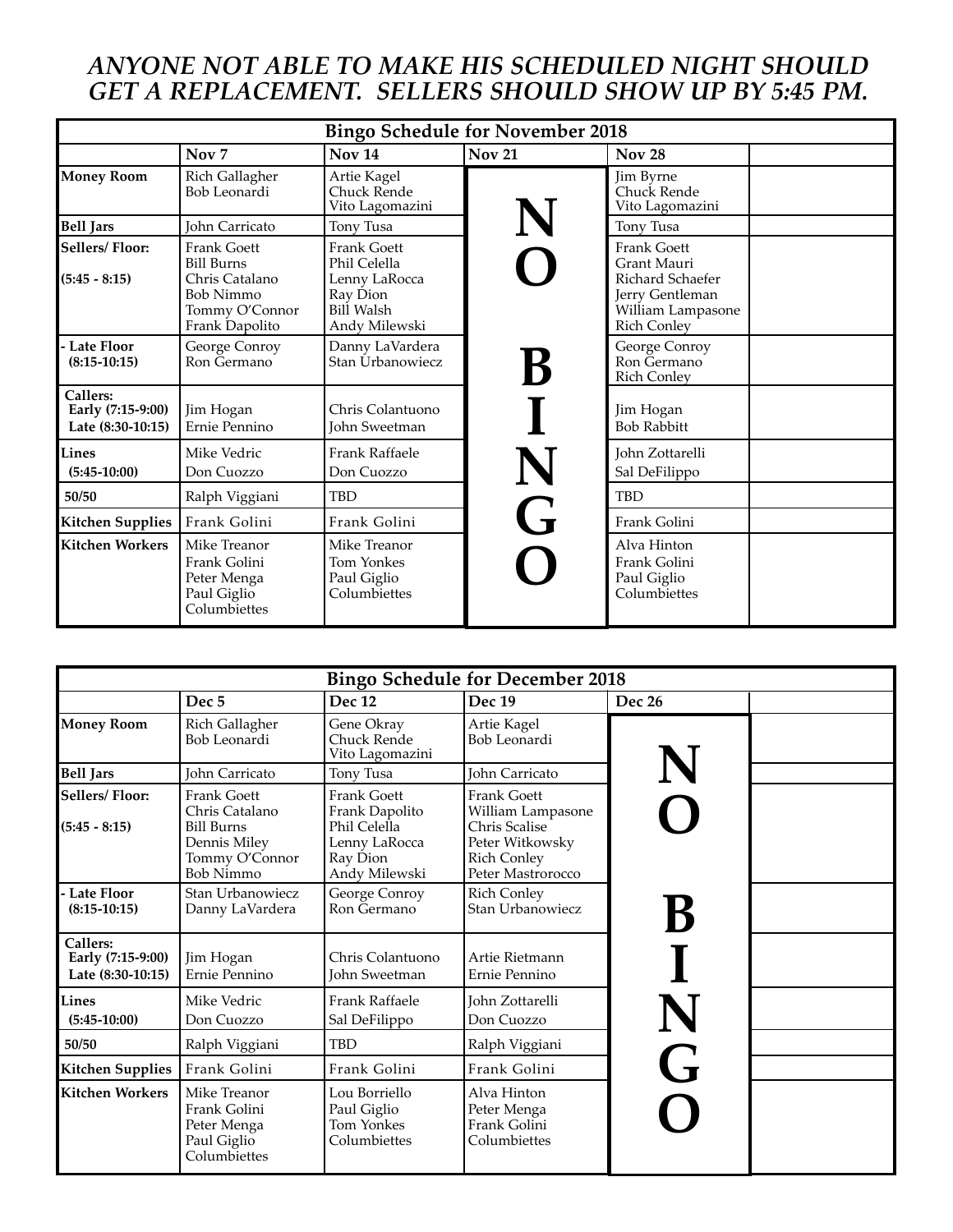*ANYONE NOT ABLE TO MAKE HIS SCHEDULED NIGHT SHOULD GET A REPLACEMENT. SELLERS SHOULD SHOW UP BY 5:45 PM.*

| Bingo Schedule for November 2018 | | | | | |
|---|---|---|---|---|---|
| | **Nov 7** | **Nov 14** | **Nov 21** | **Nov 28** | |
| **Money Room** | Rich Gallagher<br>Bob Leonardi | Artie Kagel<br>Chuck Rende<br>Vito Lagomazini | **N** | Jim Byrne<br>Chuck Rende<br>Vito Lagomazini | |
| **Bell Jars** | John Carricato | Tony Tusa | | Tony Tusa | |
| **Sellers/ Floor:**<br>**(5:45 - 8:15)** | Frank Goett<br>Bill Burns<br>Chris Catalano<br>Bob Nimmo<br>Tommy O'Connor<br>Frank Dapolito | Frank Goett<br>Phil Celella<br>Lenny LaRocca<br>Ray Dion<br>Bill Walsh<br>Andy Milewski | **O** | Frank Goett<br>Grant Mauri<br>Richard Schaefer<br>Jerry Gentleman<br>William Lampasone<br>Rich Conley | |
| **- Late Floor**<br>**(8:15-10:15)** | George Conroy<br>Ron Germano | Danny LaVardera<br>Stan Urbanowiecz | **B** | George Conroy<br>Ron Germano<br>Rich Conley | |
| **Callers:**<br>**Early (7:15-9:00)**<br>**Late (8:30-10:15)** | Jim Hogan<br>Ernie Pennino | Chris Colantuono<br>John Sweetman | **I** | Jim Hogan<br>Bob Rabbitt | |
| **Lines**<br>**(5:45-10:00)** | Mike Vedric<br>Don Cuozzo | Frank Raffaele<br>Don Cuozzo | **N** | John Zottarelli<br>Sal DeFilippo | |
| **50/50** | Ralph Viggiani | TBD | | TBD | |
| **Kitchen Supplies** | Frank Golini | Frank Golini | **G** | Frank Golini | |
| **Kitchen Workers** | Mike Treanor<br>Frank Golini<br>Peter Menga<br>Paul Giglio<br>Columbiettes | Mike Treanor<br>Tom Yonkes<br>Paul Giglio<br>Columbiettes | **O** | Alva Hinton<br>Frank Golini<br>Paul Giglio<br>Columbiettes | |

| Bingo Schedule for December 2018 | | | | | |
|---|---|---|---|---|---|
| | **Dec 5** | **Dec 12** | **Dec 19** | **Dec 26** | |
| **Money Room** | Rich Gallagher<br>Bob Leonardi | Gene Okray<br>Chuck Rende<br>Vito Lagomazini | Artie Kagel<br>Bob Leonardi | **N** | |
| **Bell Jars** | John Carricato | Tony Tusa | John Carricato | | |
| **Sellers/ Floor:**<br>**(5:45 - 8:15)** | Frank Goett<br>Chris Catalano<br>Bill Burns<br>Dennis Miley<br>Tommy O'Connor<br>Bob Nimmo | Frank Goett<br>Frank Dapolito<br>Phil Celella<br>Lenny LaRocca<br>Ray Dion<br>Andy Milewski | Frank Goett<br>William Lampasone<br>Chris Scalise<br>Peter Witkowsky<br>Rich Conley<br>Peter Mastrorocco | **O** | |
| **- Late Floor**<br>**(8:15-10:15)** | Stan Urbanowiecz<br>Danny LaVardera | George Conroy<br>Ron Germano | Rich Conley<br>Stan Urbanowiecz | **B** | |
| **Callers:**<br>**Early (7:15-9:00)**<br>**Late (8:30-10:15)** | Jim Hogan<br>Ernie Pennino | Chris Colantuono<br>John Sweetman | Artie Rietmann<br>Ernie Pennino | **I** | |
| **Lines**<br>**(5:45-10:00)** | Mike Vedric<br>Don Cuozzo | Frank Raffaele<br>Sal DeFilippo | John Zottarelli<br>Don Cuozzo | **N** | |
| **50/50** | Ralph Viggiani | TBD | Ralph Viggiani | | |
| **Kitchen Supplies** | Frank Golini | Frank Golini | Frank Golini | **G** | |
| **Kitchen Workers** | Mike Treanor<br>Frank Golini<br>Peter Menga<br>Paul Giglio<br>Columbiettes | Lou Borriello<br>Paul Giglio<br>Tom Yonkes<br>Columbiettes | Alva Hinton<br>Peter Menga<br>Frank Golini<br>Columbiettes | **O** | |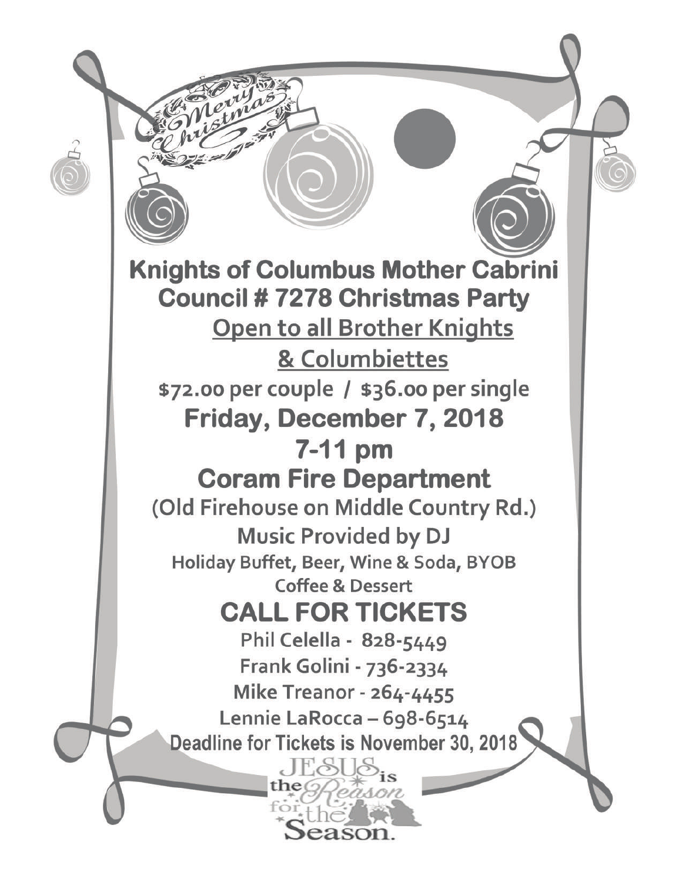Merry Christmas

# Knights of Columbus Mother Cabrini Council # 7278 Christmas Party

**Open to all Brother Knights & Columbiettes**

**$72.00 per couple / $36.00 per single**

## Friday, December 7, 2018

## 7-11 pm

## Coram Fire Department

(Old Firehouse on Middle Country Rd.)

Music Provided by DJ

Holiday Buffet, Beer, Wine & Soda, BYOB

Coffee & Dessert

## CALL FOR TICKETS

Phil Celella - 828-5449

Frank Golini - 736-2334

Mike Treanor - 264-4455

Lennie LaRocca – 698-6514

**Deadline for Tickets is November 30, 2018**

JESUS is the Reason for the Season.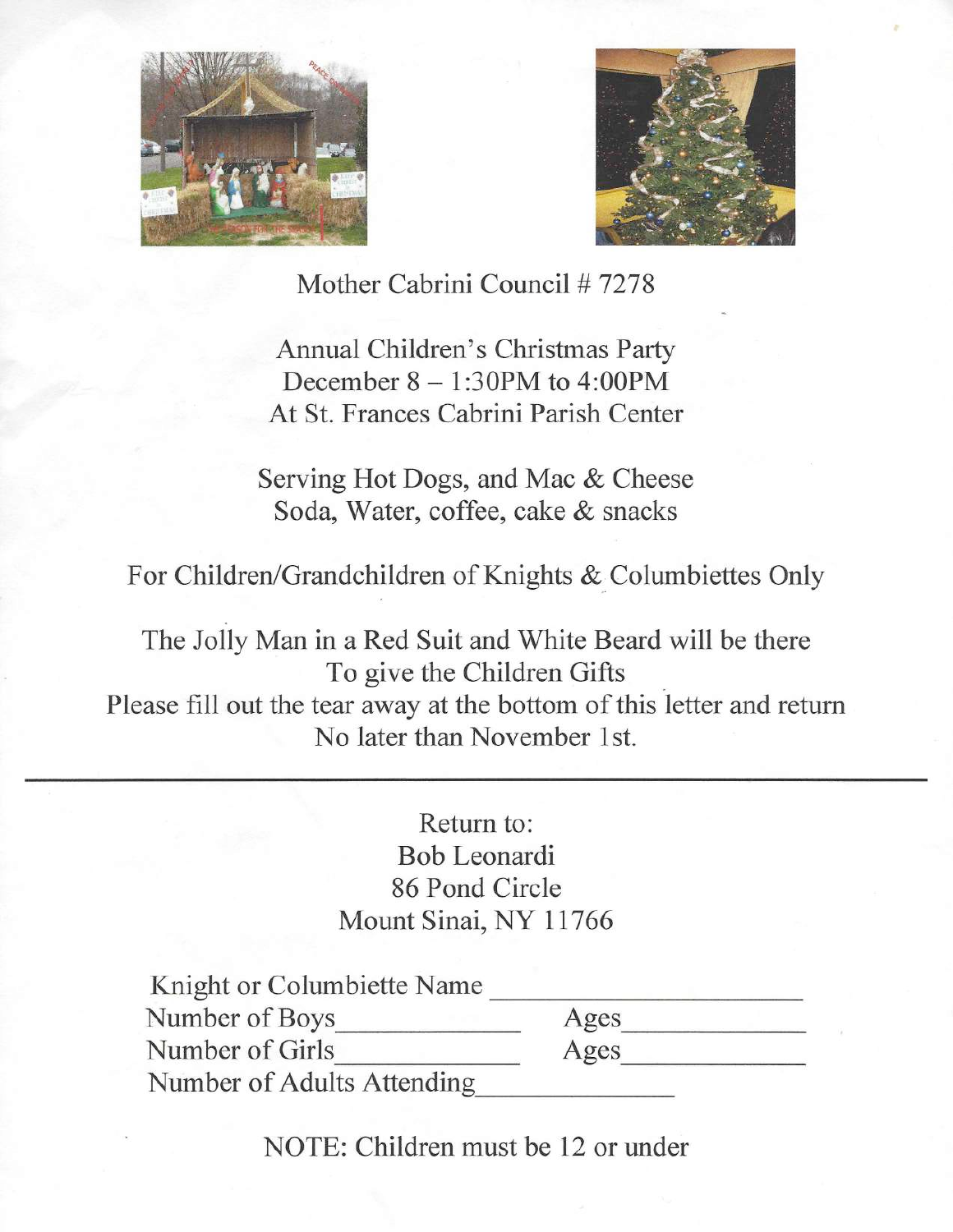Mother Cabrini Council # 7278

Annual Children's Christmas Party
December 8 – 1:30PM to 4:00PM
At St. Frances Cabrini Parish Center

Serving Hot Dogs, and Mac & Cheese
Soda, Water, coffee, cake & snacks

For Children/Grandchildren of Knights & Columbiettes Only

The Jolly Man in a Red Suit and White Beard will be there
To give the Children Gifts
Please fill out the tear away at the bottom of this letter and return
No later than November 1st.

---

Return to:
Bob Leonardi
86 Pond Circle
Mount Sinai, NY 11766

Knight or Columbiette Name ____________________
Number of Boys____________ Ages____________
Number of Girls____________ Ages____________
Number of Adults Attending____________

NOTE: Children must be 12 or under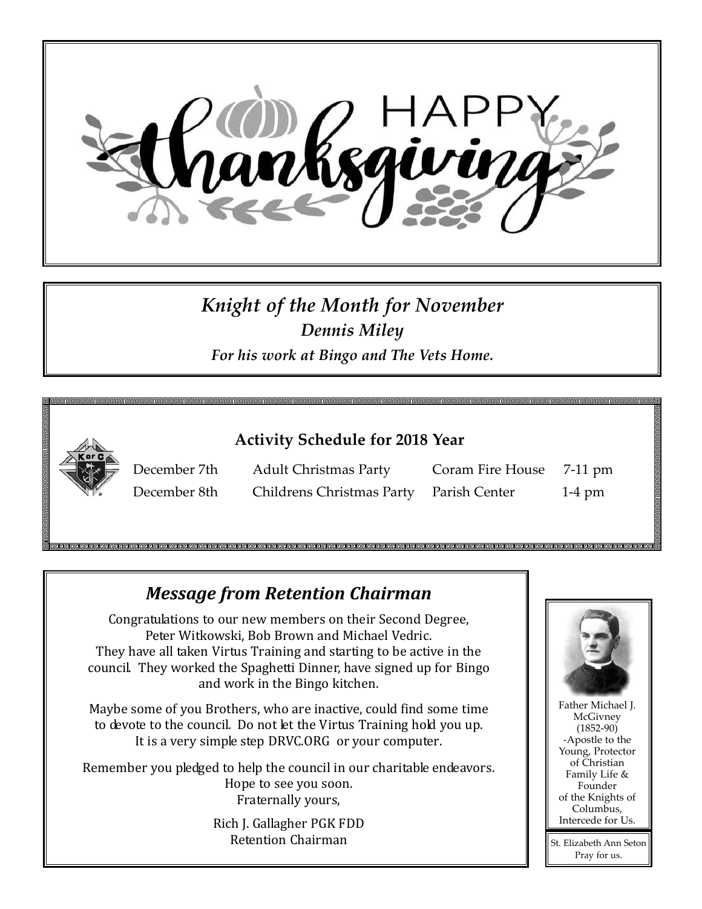# Happy Thanksgiving

*Knight of the Month for November*

***Dennis Miley***

***For his work at Bingo and The Vets Home.***

**Activity Schedule for 2018 Year**

| | | | |
|---|---|---|---|
| December 7th | Adult Christmas Party | Coram Fire House | 7-11 pm |
| December 8th | Childrens Christmas Party | Parish Center | 1-4 pm |

## *Message from Retention Chairman*

Congratulations to our new members on their Second Degree, Peter Witkowski, Bob Brown and Michael Vedric. They have all taken Virtus Training and starting to be active in the council. They worked the Spaghetti Dinner, have signed up for Bingo and work in the Bingo kitchen.

Maybe some of you Brothers, who are inactive, could find some time to devote to the council. Do not let the Virtus Training hold you up. It is a very simple step DRVC.ORG or your computer.

Remember you pledged to help the council in our charitable endeavors. Hope to see you soon.

Fraternally yours,

Rich J. Gallagher PGK FDD
Retention Chairman

Father Michael J. McGivney (1852-90) -Apostle to the Young, Protector of Christian Family Life & Founder of the Knights of Columbus, Intercede for Us.

St. Elizabeth Ann Seton Pray for us.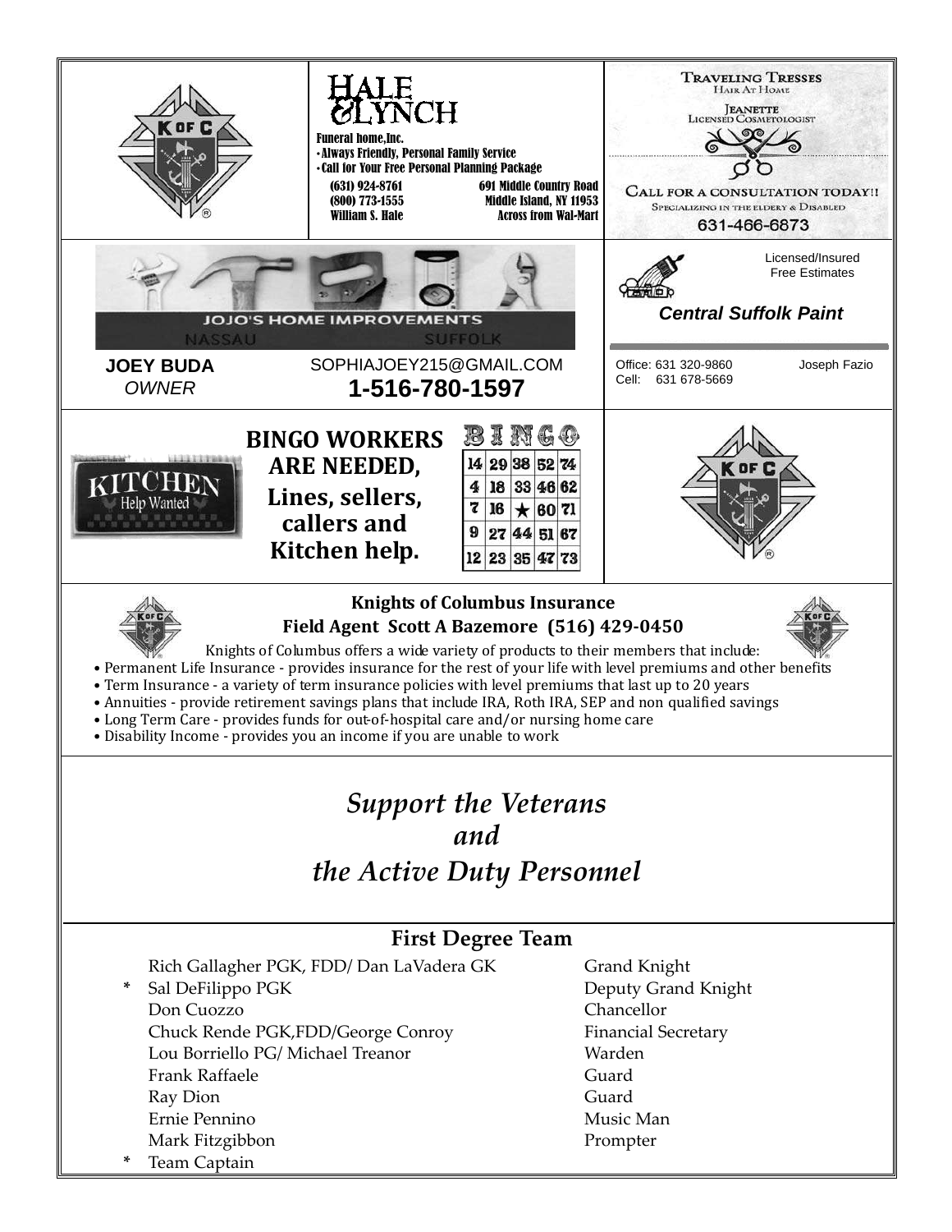HALE & LYNCH

Funeral home, Inc.

- Always Friendly, Personal Family Service
- Call for Your Free Personal Planning Package

(631) 924-8761
(800) 773-1555
William S. Hale

691 Middle Country Road
Middle Island, NY 11953
Across from Wal-Mart

TRAVELING TRESSES
HAIR AT HOME

JEANETTE
LICENSED COSMETOLOGIST

CALL FOR A CONSULTATION TODAY!!
SPECIALIZING IN THE ELDERY & DISABLED
631-466-6873

JOJO'S HOME IMPROVEMENTS
NASSAU SUFFOLK

**JOEY BUDA**
*OWNER*

SOPHIAJOEY215@GMAIL.COM
**1-516-780-1597**

Licensed/Insured
Free Estimates

***Central Suffolk Paint***

Office: 631 320-9860
Cell: 631 678-5669
Joseph Fazio

KITCHEN
Help Wanted

**BINGO WORKERS ARE NEEDED, Lines, sellers, callers and Kitchen help.**

BINGO

| | | | | |
|---|---|---|---|---|
| 14 | 29 | 38 | 52 | 74 |
| 4 | 18 | 33 | 46 | 62 |
| 7 | 16 | ★ | 60 | 71 |
| 9 | 27 | 44 | 51 | 67 |
| 12 | 23 | 35 | 47 | 73 |

**Knights of Columbus Insurance**
**Field Agent Scott A Bazemore (516) 429-0450**

Knights of Columbus offers a wide variety of products to their members that include:

- Permanent Life Insurance - provides insurance for the rest of your life with level premiums and other benefits
- Term Insurance - a variety of term insurance policies with level premiums that last up to 20 years
- Annuities - provide retirement savings plans that include IRA, Roth IRA, SEP and non qualified savings
- Long Term Care - provides funds for out-of-hospital care and/or nursing home care
- Disability Income - provides you an income if you are unable to work

*Support the Veterans*
*and*
*the Active Duty Personnel*

## First Degree Team

| | |
|---|---|
| Rich Gallagher PGK, FDD/ Dan LaVadera GK | Grand Knight |
| * Sal DeFilippo PGK | Deputy Grand Knight |
| Don Cuozzo | Chancellor |
| Chuck Rende PGK,FDD/George Conroy | Financial Secretary |
| Lou Borriello PG/ Michael Treanor | Warden |
| Frank Raffaele | Guard |
| Ray Dion | Guard |
| Ernie Pennino | Music Man |
| Mark Fitzgibbon | Prompter |

\* Team Captain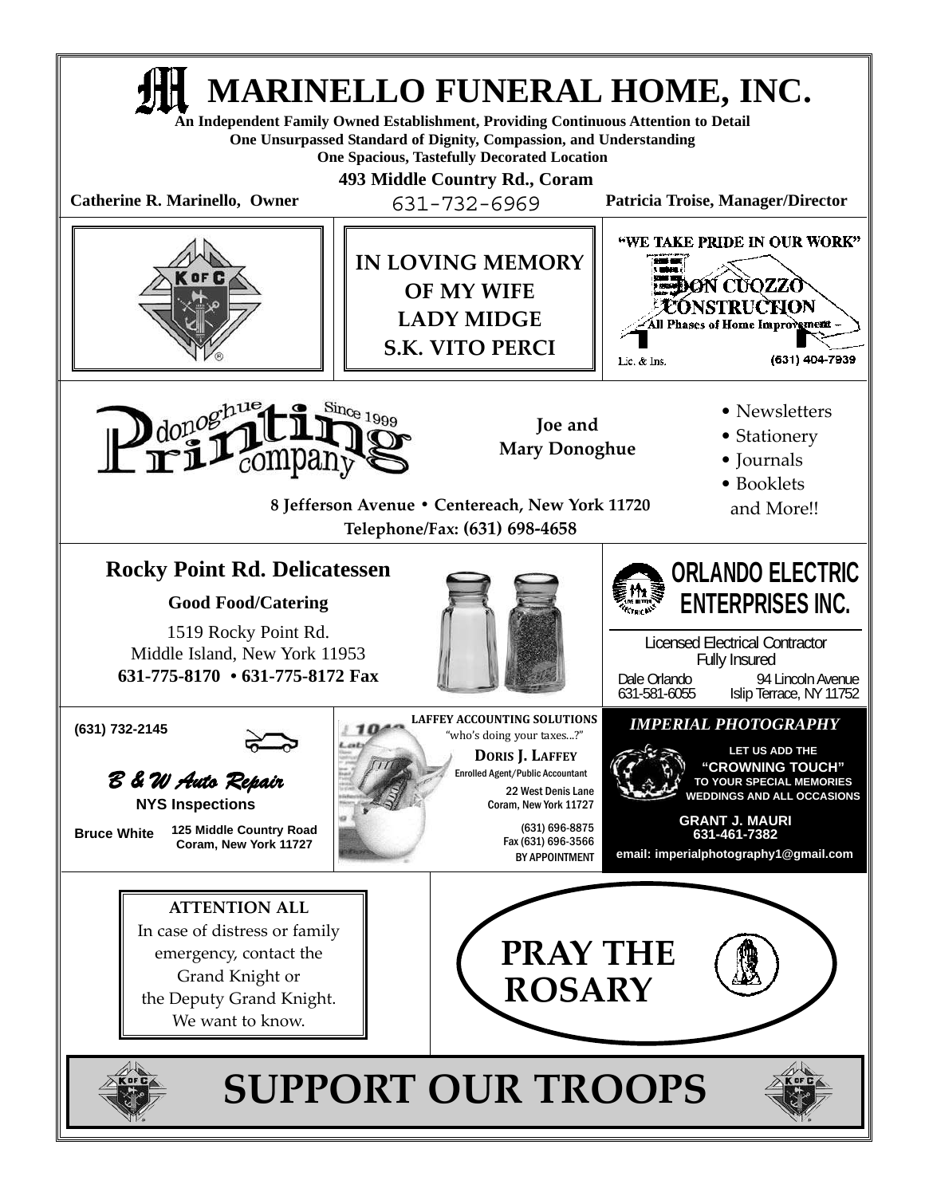# MARINELLO FUNERAL HOME, INC.

**An Independent Family Owned Establishment, Providing Continuous Attention to Detail**
**One Unsurpassed Standard of Dignity, Compassion, and Understanding**
**One Spacious, Tastefully Decorated Location**

**493 Middle Country Rd., Coram**

**Catherine R. Marinello, Owner** 631-732-6969 **Patricia Troise, Manager/Director**

---

**IN LOVING MEMORY OF MY WIFE LADY MIDGE S.K. VITO PERCI**

---

"WE TAKE PRIDE IN OUR WORK"

DON CUOZZO CONSTRUCTION

– All Phases of Home Improvement –

Lic. & Ins. (631) 404-7939

---

Donoghue Printing company Since 1999

**Joe and Mary Donoghue**

- Newsletters
- Stationery
- Journals
- Booklets

and More!!

**8 Jefferson Avenue • Centereach, New York 11720**
**Telephone/Fax: (631) 698-4658**

---

## Rocky Point Rd. Delicatessen

**Good Food/Catering**

1519 Rocky Point Rd.
Middle Island, New York 11953
**631-775-8170 • 631-775-8172 Fax**

---

**ORLANDO ELECTRIC ENTERPRISES INC.**

Licensed Electrical Contractor
Fully Insured

Dale Orlando 631-581-6055
94 Lincoln Avenue Islip Terrace, NY 11752

---

**(631) 732-2145**

*B & W Auto Repair*

**NYS Inspections**

**Bruce White** **125 Middle Country Road Coram, New York 11727**

---

LAFFEY ACCOUNTING SOLUTIONS
"who's doing your taxes...?"

**DORIS J. LAFFEY**
Enrolled Agent/Public Accountant
22 West Denis Lane
Coram, New York 11727
(631) 696-8875
Fax (631) 696-3566
BY APPOINTMENT

---

***IMPERIAL PHOTOGRAPHY***

**LET US ADD THE "CROWNING TOUCH" TO YOUR SPECIAL MEMORIES WEDDINGS AND ALL OCCASIONS**

**GRANT J. MAURI**
**631-461-7382**

**email: imperialphotography1@gmail.com**

---

**ATTENTION ALL**

In case of distress or family emergency, contact the Grand Knight or the Deputy Grand Knight. We want to know.

---

**PRAY THE ROSARY**

---

# SUPPORT OUR TROOPS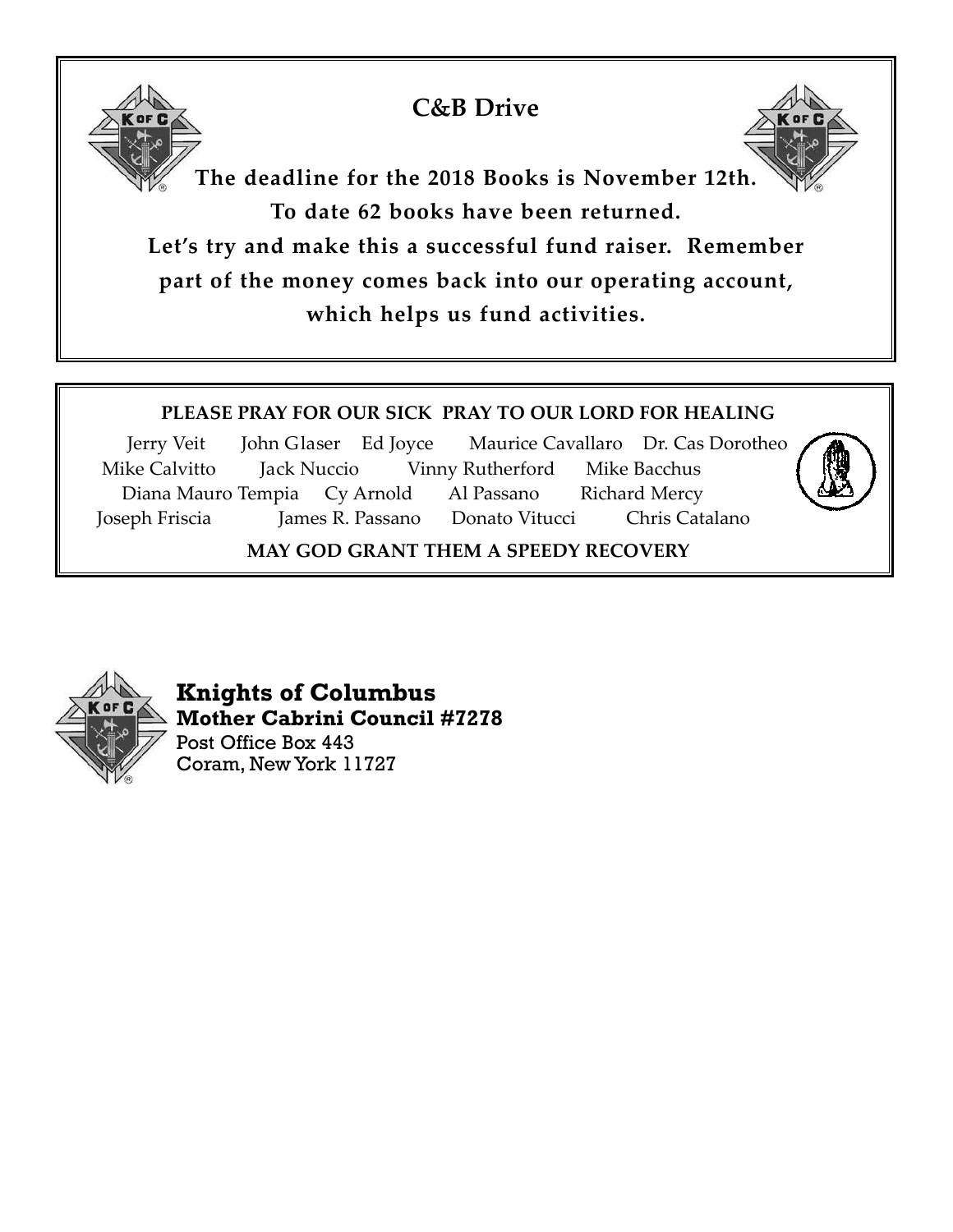## C&B Drive

**The deadline for the 2018 Books is November 12th.**

**To date 62 books have been returned.**

**Let's try and make this a successful fund raiser. Remember part of the money comes back into our operating account, which helps us fund activities.**

**PLEASE PRAY FOR OUR SICK PRAY TO OUR LORD FOR HEALING**

Jerry Veit John Glaser Ed Joyce Maurice Cavallaro Dr. Cas Dorotheo
Mike Calvitto Jack Nuccio Vinny Rutherford Mike Bacchus
Diana Mauro Tempia Cy Arnold Al Passano Richard Mercy
Joseph Friscia James R. Passano Donato Vitucci Chris Catalano

**MAY GOD GRANT THEM A SPEEDY RECOVERY**

**Knights of Columbus**
**Mother Cabrini Council #7278**
Post Office Box 443
Coram, New York 11727